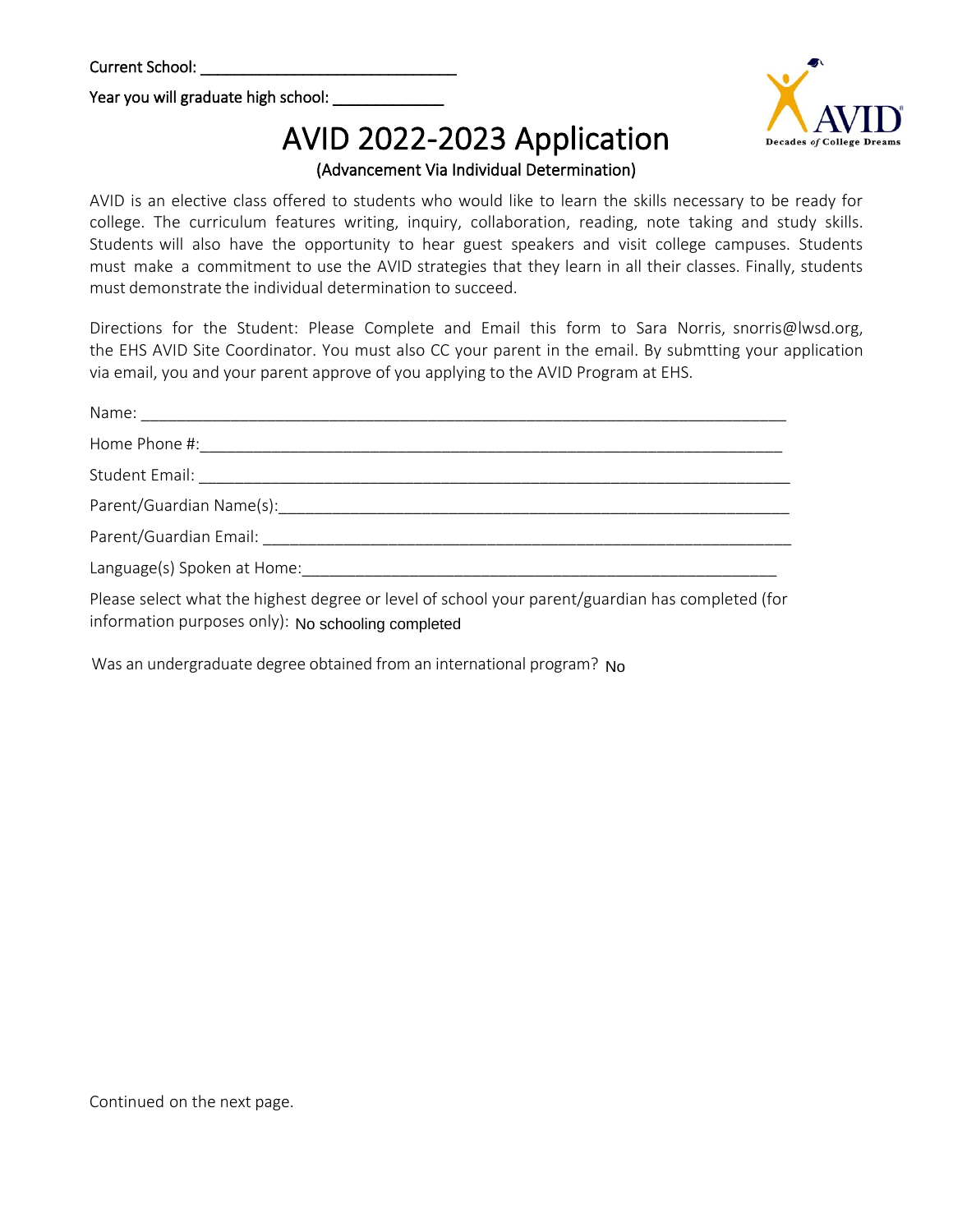Current School: ______________________________

Year you will graduate high school: _____________

# AVID 2022-2023 Application

(Advancement Via Individual Determination)

AVID is an elective class offered to students who would like to learn the skills necessary to be ready for college. The curriculum features writing, inquiry, collaboration, reading, note taking and study skills. Students will also have the opportunity to hear guest speakers and visit college campuses. Students must make a commitment to use the AVID strategies that they learn in all their classes. Finally, students must demonstrate the individual determination to succeed.

Directions for the Student: Please Complete and Email this form to Sara Norris, snorris@lwsd.org, the EHS AVID Site Coordinator. You must also CC your parent in the email. By submtting your application via email, you and your parent approve of you applying to the AVID Program at EHS.

Name: ___________________________________________________________________________

Home Phone #:_____________________________________________________________________

Student Email: _____________________________________________________________________

Parent/Guardian Name(s):_____________________________________________________________

Parent/Guardian Email: ______________________________________________________________

Language(s) Spoken at Home:________________________________________________________

Please select what the highest degree or level of school your parent/guardian has completed (for information purposes only): No schooling completed

Was an undergraduate degree obtained from an international program? No

Continued on the next page.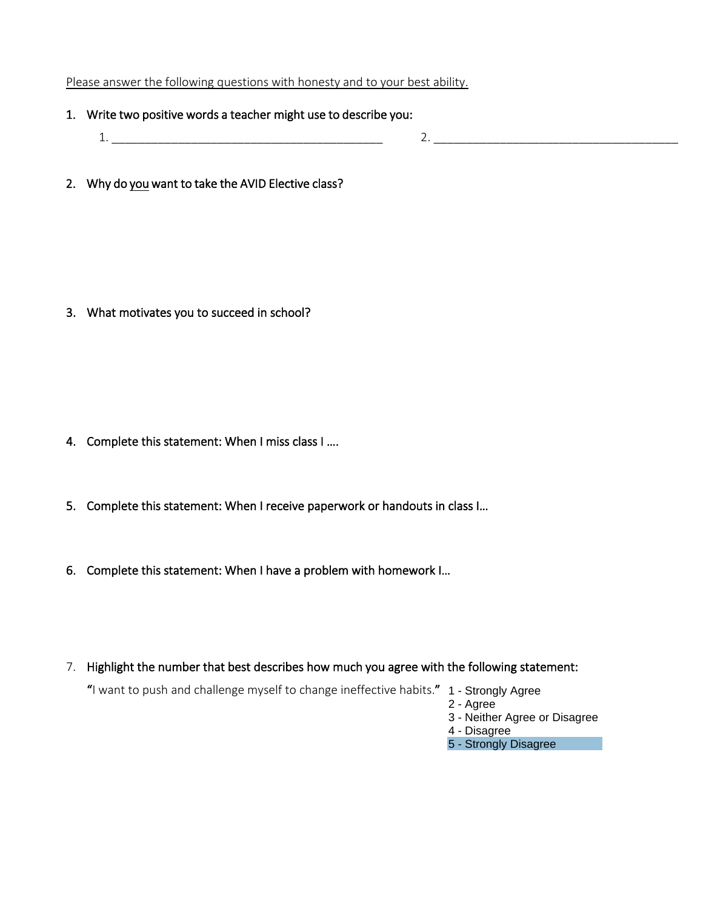Please answer the following questions with honesty and to your best ability.

1. Write two positive words a teacher might use to describe you:

   1. ___________________________________________ 2. _______________________________________

2. Why do you want to take the AVID Elective class?

3. What motivates you to succeed in school?

4. Complete this statement: When I miss class I ….

5. Complete this statement: When I receive paperwork or handouts in class I…

6. Complete this statement: When I have a problem with homework I…

7. Highlight the number that best describes how much you agree with the following statement:

   "I want to push and challenge myself to change ineffective habits."

   1 - Strongly Agree
   2 - Agree
   3 - Neither Agree or Disagree
   4 - Disagree
   5 - Strongly Disagree